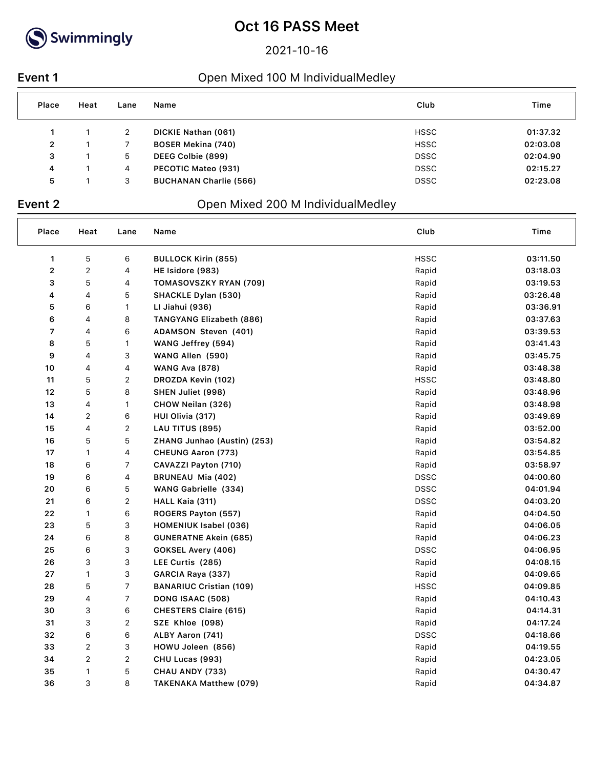# Oct 16 PASS Meet

2021-10-16

## Event 1 — Open Mixed 100 M IndividualMedley

| Place | Heat | Lane | Name | Club | Time |
|---|---|---|---|---|---|
| 1 | 1 | 2 | DICKIE Nathan (061) | HSSC | 01:37.32 |
| 2 | 1 | 7 | BOSER Mekina (740) | HSSC | 02:03.08 |
| 3 | 1 | 5 | DEEG Colbie (899) | DSSC | 02:04.90 |
| 4 | 1 | 4 | PECOTIC Mateo (931) | DSSC | 02:15.27 |
| 5 | 1 | 3 | BUCHANAN Charlie (566) | DSSC | 02:23.08 |

## Event 2 — Open Mixed 200 M IndividualMedley

| Place | Heat | Lane | Name | Club | Time |
|---|---|---|---|---|---|
| 1 | 5 | 6 | BULLOCK Kirin (855) | HSSC | 03:11.50 |
| 2 | 2 | 4 | HE Isidore (983) | Rapid | 03:18.03 |
| 3 | 5 | 4 | TOMASOVSZKY RYAN (709) | Rapid | 03:19.53 |
| 4 | 4 | 5 | SHACKLE Dylan (530) | Rapid | 03:26.48 |
| 5 | 6 | 1 | LI Jiahui (936) | Rapid | 03:36.91 |
| 6 | 4 | 8 | TANGYANG Elizabeth (886) | Rapid | 03:37.63 |
| 7 | 4 | 6 | ADAMSON Steven (401) | Rapid | 03:39.53 |
| 8 | 5 | 1 | WANG Jeffrey (594) | Rapid | 03:41.43 |
| 9 | 4 | 3 | WANG Allen (590) | Rapid | 03:45.75 |
| 10 | 4 | 4 | WANG Ava (878) | Rapid | 03:48.38 |
| 11 | 5 | 2 | DROZDA Kevin (102) | HSSC | 03:48.80 |
| 12 | 5 | 8 | SHEN Juliet (998) | Rapid | 03:48.96 |
| 13 | 4 | 1 | CHOW Neilan (326) | Rapid | 03:48.98 |
| 14 | 2 | 6 | HUI Olivia (317) | Rapid | 03:49.69 |
| 15 | 4 | 2 | LAU TITUS (895) | Rapid | 03:52.00 |
| 16 | 5 | 5 | ZHANG Junhao (Austin) (253) | Rapid | 03:54.82 |
| 17 | 1 | 4 | CHEUNG Aaron (773) | Rapid | 03:54.85 |
| 18 | 6 | 7 | CAVAZZI Payton (710) | Rapid | 03:58.97 |
| 19 | 6 | 4 | BRUNEAU Mia (402) | DSSC | 04:00.60 |
| 20 | 6 | 5 | WANG Gabrielle (334) | DSSC | 04:01.94 |
| 21 | 6 | 2 | HALL Kaia (311) | DSSC | 04:03.20 |
| 22 | 1 | 6 | ROGERS Payton (557) | Rapid | 04:04.50 |
| 23 | 5 | 3 | HOMENIUK Isabel (036) | Rapid | 04:06.05 |
| 24 | 6 | 8 | GUNERATNE Akein (685) | Rapid | 04:06.23 |
| 25 | 6 | 3 | GOKSEL Avery (406) | DSSC | 04:06.95 |
| 26 | 3 | 3 | LEE Curtis (285) | Rapid | 04:08.15 |
| 27 | 1 | 3 | GARCIA Raya (337) | Rapid | 04:09.65 |
| 28 | 5 | 7 | BANARIUC Cristian (109) | HSSC | 04:09.85 |
| 29 | 4 | 7 | DONG ISAAC (508) | Rapid | 04:10.43 |
| 30 | 3 | 6 | CHESTERS Claire (615) | Rapid | 04:14.31 |
| 31 | 3 | 2 | SZE Khloe (098) | Rapid | 04:17.24 |
| 32 | 6 | 6 | ALBY Aaron (741) | DSSC | 04:18.66 |
| 33 | 2 | 3 | HOWU Joleen (856) | Rapid | 04:19.55 |
| 34 | 2 | 2 | CHU Lucas (993) | Rapid | 04:23.05 |
| 35 | 1 | 5 | CHAU ANDY (733) | Rapid | 04:30.47 |
| 36 | 3 | 8 | TAKENAKA Matthew (079) | Rapid | 04:34.87 |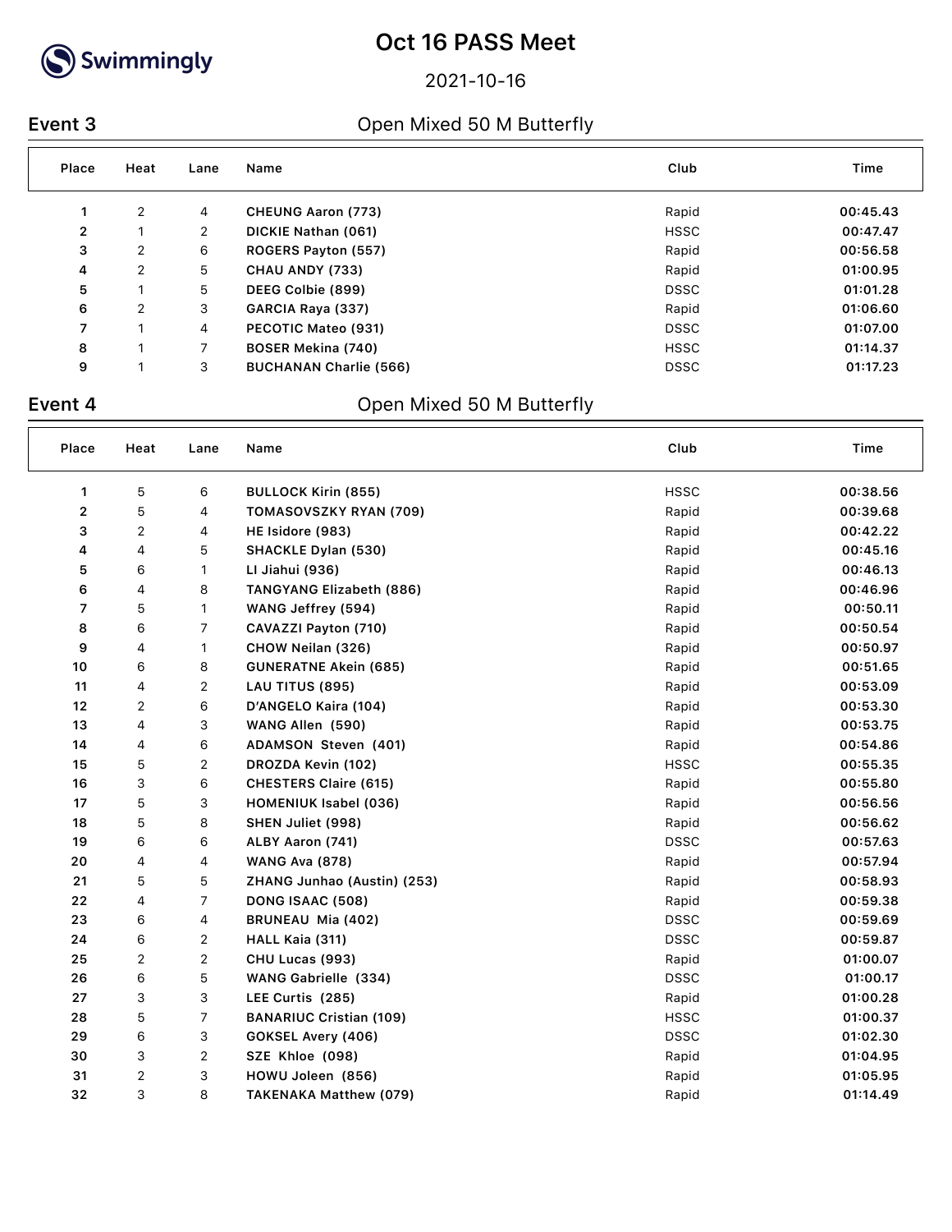# Oct 16 PASS Meet

2021-10-16

## Event 3 — Open Mixed 50 M Butterfly

| Place | Heat | Lane | Name | Club | Time |
|---|---|---|---|---|---|
| 1 | 2 | 4 | **CHEUNG Aaron (773)** | Rapid | **00:45.43** |
| 2 | 1 | 2 | **DICKIE Nathan (061)** | HSSC | **00:47.47** |
| 3 | 2 | 6 | **ROGERS Payton (557)** | Rapid | **00:56.58** |
| 4 | 2 | 5 | **CHAU ANDY (733)** | Rapid | **01:00.95** |
| 5 | 1 | 5 | **DEEG Colbie (899)** | DSSC | **01:01.28** |
| 6 | 2 | 3 | **GARCIA Raya (337)** | Rapid | **01:06.60** |
| 7 | 1 | 4 | **PECOTIC Mateo (931)** | DSSC | **01:07.00** |
| 8 | 1 | 7 | **BOSER Mekina (740)** | HSSC | **01:14.37** |
| 9 | 1 | 3 | **BUCHANAN Charlie (566)** | DSSC | **01:17.23** |

## Event 4 — Open Mixed 50 M Butterfly

| Place | Heat | Lane | Name | Club | Time |
|---|---|---|---|---|---|
| 1 | 5 | 6 | **BULLOCK Kirin (855)** | HSSC | **00:38.56** |
| 2 | 5 | 4 | **TOMASOVSZKY RYAN (709)** | Rapid | **00:39.68** |
| 3 | 2 | 4 | **HE Isidore (983)** | Rapid | **00:42.22** |
| 4 | 4 | 5 | **SHACKLE Dylan (530)** | Rapid | **00:45.16** |
| 5 | 6 | 1 | **LI Jiahui (936)** | Rapid | **00:46.13** |
| 6 | 4 | 8 | **TANGYANG Elizabeth (886)** | Rapid | **00:46.96** |
| 7 | 5 | 1 | **WANG Jeffrey (594)** | Rapid | **00:50.11** |
| 8 | 6 | 7 | **CAVAZZI Payton (710)** | Rapid | **00:50.54** |
| 9 | 4 | 1 | **CHOW Neilan (326)** | Rapid | **00:50.97** |
| 10 | 6 | 8 | **GUNERATNE Akein (685)** | Rapid | **00:51.65** |
| 11 | 4 | 2 | **LAU TITUS (895)** | Rapid | **00:53.09** |
| 12 | 2 | 6 | **D'ANGELO Kaira (104)** | Rapid | **00:53.30** |
| 13 | 4 | 3 | **WANG Allen (590)** | Rapid | **00:53.75** |
| 14 | 4 | 6 | **ADAMSON Steven (401)** | Rapid | **00:54.86** |
| 15 | 5 | 2 | **DROZDA Kevin (102)** | HSSC | **00:55.35** |
| 16 | 3 | 6 | **CHESTERS Claire (615)** | Rapid | **00:55.80** |
| 17 | 5 | 3 | **HOMENIUK Isabel (036)** | Rapid | **00:56.56** |
| 18 | 5 | 8 | **SHEN Juliet (998)** | Rapid | **00:56.62** |
| 19 | 6 | 6 | **ALBY Aaron (741)** | DSSC | **00:57.63** |
| 20 | 4 | 4 | **WANG Ava (878)** | Rapid | **00:57.94** |
| 21 | 5 | 5 | **ZHANG Junhao (Austin) (253)** | Rapid | **00:58.93** |
| 22 | 4 | 7 | **DONG ISAAC (508)** | Rapid | **00:59.38** |
| 23 | 6 | 4 | **BRUNEAU Mia (402)** | DSSC | **00:59.69** |
| 24 | 6 | 2 | **HALL Kaia (311)** | DSSC | **00:59.87** |
| 25 | 2 | 2 | **CHU Lucas (993)** | Rapid | **01:00.07** |
| 26 | 6 | 5 | **WANG Gabrielle (334)** | DSSC | **01:00.17** |
| 27 | 3 | 3 | **LEE Curtis (285)** | Rapid | **01:00.28** |
| 28 | 5 | 7 | **BANARIUC Cristian (109)** | HSSC | **01:00.37** |
| 29 | 6 | 3 | **GOKSEL Avery (406)** | DSSC | **01:02.30** |
| 30 | 3 | 2 | **SZE Khloe (098)** | Rapid | **01:04.95** |
| 31 | 2 | 3 | **HOWU Joleen (856)** | Rapid | **01:05.95** |
| 32 | 3 | 8 | **TAKENAKA Matthew (079)** | Rapid | **01:14.49** |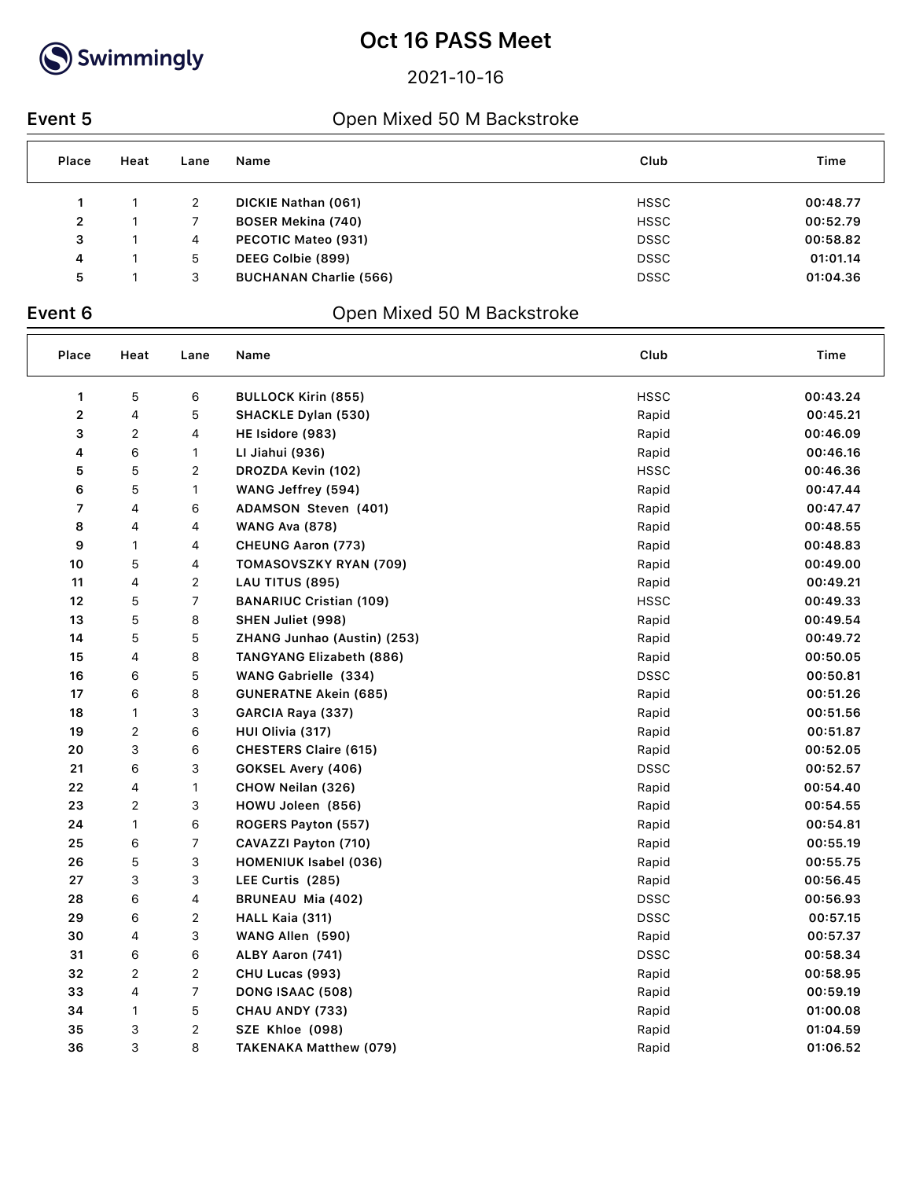Swimmingly

# Oct 16 PASS Meet

2021-10-16

## Event 5 — Open Mixed 50 M Backstroke

| Place | Heat | Lane | Name | Club | Time |
|---|---|---|---|---|---|
| 1 | 1 | 2 | DICKIE Nathan (061) | HSSC | 00:48.77 |
| 2 | 1 | 7 | BOSER Mekina (740) | HSSC | 00:52.79 |
| 3 | 1 | 4 | PECOTIC Mateo (931) | DSSC | 00:58.82 |
| 4 | 1 | 5 | DEEG Colbie (899) | DSSC | 01:01.14 |
| 5 | 1 | 3 | BUCHANAN Charlie (566) | DSSC | 01:04.36 |

## Event 6 — Open Mixed 50 M Backstroke

| Place | Heat | Lane | Name | Club | Time |
|---|---|---|---|---|---|
| 1 | 5 | 6 | BULLOCK Kirin (855) | HSSC | 00:43.24 |
| 2 | 4 | 5 | SHACKLE Dylan (530) | Rapid | 00:45.21 |
| 3 | 2 | 4 | HE Isidore (983) | Rapid | 00:46.09 |
| 4 | 6 | 1 | LI Jiahui (936) | Rapid | 00:46.16 |
| 5 | 5 | 2 | DROZDA Kevin (102) | HSSC | 00:46.36 |
| 6 | 5 | 1 | WANG Jeffrey (594) | Rapid | 00:47.44 |
| 7 | 4 | 6 | ADAMSON Steven (401) | Rapid | 00:47.47 |
| 8 | 4 | 4 | WANG Ava (878) | Rapid | 00:48.55 |
| 9 | 1 | 4 | CHEUNG Aaron (773) | Rapid | 00:48.83 |
| 10 | 5 | 4 | TOMASOVSZKY RYAN (709) | Rapid | 00:49.00 |
| 11 | 4 | 2 | LAU TITUS (895) | Rapid | 00:49.21 |
| 12 | 5 | 7 | BANARIUC Cristian (109) | HSSC | 00:49.33 |
| 13 | 5 | 8 | SHEN Juliet (998) | Rapid | 00:49.54 |
| 14 | 5 | 5 | ZHANG Junhao (Austin) (253) | Rapid | 00:49.72 |
| 15 | 4 | 8 | TANGYANG Elizabeth (886) | Rapid | 00:50.05 |
| 16 | 6 | 5 | WANG Gabrielle (334) | DSSC | 00:50.81 |
| 17 | 6 | 8 | GUNERATNE Akein (685) | Rapid | 00:51.26 |
| 18 | 1 | 3 | GARCIA Raya (337) | Rapid | 00:51.56 |
| 19 | 2 | 6 | HUI Olivia (317) | Rapid | 00:51.87 |
| 20 | 3 | 6 | CHESTERS Claire (615) | Rapid | 00:52.05 |
| 21 | 6 | 3 | GOKSEL Avery (406) | DSSC | 00:52.57 |
| 22 | 4 | 1 | CHOW Neilan (326) | Rapid | 00:54.40 |
| 23 | 2 | 3 | HOWU Joleen (856) | Rapid | 00:54.55 |
| 24 | 1 | 6 | ROGERS Payton (557) | Rapid | 00:54.81 |
| 25 | 6 | 7 | CAVAZZI Payton (710) | Rapid | 00:55.19 |
| 26 | 5 | 3 | HOMENIUK Isabel (036) | Rapid | 00:55.75 |
| 27 | 3 | 3 | LEE Curtis (285) | Rapid | 00:56.45 |
| 28 | 6 | 4 | BRUNEAU Mia (402) | DSSC | 00:56.93 |
| 29 | 6 | 2 | HALL Kaia (311) | DSSC | 00:57.15 |
| 30 | 4 | 3 | WANG Allen (590) | Rapid | 00:57.37 |
| 31 | 6 | 6 | ALBY Aaron (741) | DSSC | 00:58.34 |
| 32 | 2 | 2 | CHU Lucas (993) | Rapid | 00:58.95 |
| 33 | 4 | 7 | DONG ISAAC (508) | Rapid | 00:59.19 |
| 34 | 1 | 5 | CHAU ANDY (733) | Rapid | 01:00.08 |
| 35 | 3 | 2 | SZE Khloe (098) | Rapid | 01:04.59 |
| 36 | 3 | 8 | TAKENAKA Matthew (079) | Rapid | 01:06.52 |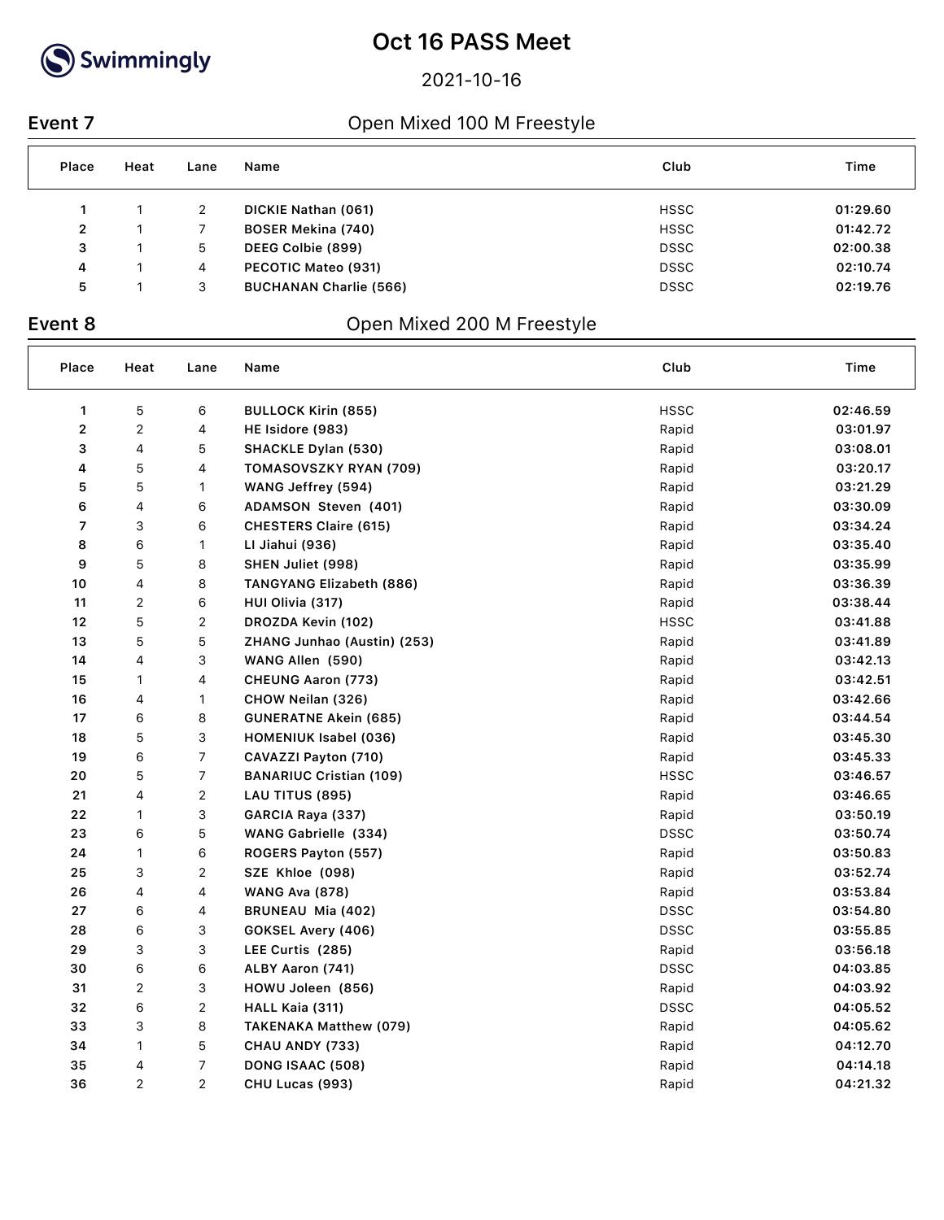# Oct 16 PASS Meet

2021-10-16

## Event 7 Open Mixed 100 M Freestyle

| Place | Heat | Lane | Name | Club | Time |
|---|---|---|---|---|---|
| 1 | 1 | 2 | DICKIE Nathan (061) | HSSC | 01:29.60 |
| 2 | 1 | 7 | BOSER Mekina (740) | HSSC | 01:42.72 |
| 3 | 1 | 5 | DEEG Colbie (899) | DSSC | 02:00.38 |
| 4 | 1 | 4 | PECOTIC Mateo (931) | DSSC | 02:10.74 |
| 5 | 1 | 3 | BUCHANAN Charlie (566) | DSSC | 02:19.76 |

## Event 8 Open Mixed 200 M Freestyle

| Place | Heat | Lane | Name | Club | Time |
|---|---|---|---|---|---|
| 1 | 5 | 6 | BULLOCK Kirin (855) | HSSC | 02:46.59 |
| 2 | 2 | 4 | HE Isidore (983) | Rapid | 03:01.97 |
| 3 | 4 | 5 | SHACKLE Dylan (530) | Rapid | 03:08.01 |
| 4 | 5 | 4 | TOMASOVSZKY RYAN (709) | Rapid | 03:20.17 |
| 5 | 5 | 1 | WANG Jeffrey (594) | Rapid | 03:21.29 |
| 6 | 4 | 6 | ADAMSON Steven (401) | Rapid | 03:30.09 |
| 7 | 3 | 6 | CHESTERS Claire (615) | Rapid | 03:34.24 |
| 8 | 6 | 1 | LI Jiahui (936) | Rapid | 03:35.40 |
| 9 | 5 | 8 | SHEN Juliet (998) | Rapid | 03:35.99 |
| 10 | 4 | 8 | TANGYANG Elizabeth (886) | Rapid | 03:36.39 |
| 11 | 2 | 6 | HUI Olivia (317) | Rapid | 03:38.44 |
| 12 | 5 | 2 | DROZDA Kevin (102) | HSSC | 03:41.88 |
| 13 | 5 | 5 | ZHANG Junhao (Austin) (253) | Rapid | 03:41.89 |
| 14 | 4 | 3 | WANG Allen (590) | Rapid | 03:42.13 |
| 15 | 1 | 4 | CHEUNG Aaron (773) | Rapid | 03:42.51 |
| 16 | 4 | 1 | CHOW Neilan (326) | Rapid | 03:42.66 |
| 17 | 6 | 8 | GUNERATNE Akein (685) | Rapid | 03:44.54 |
| 18 | 5 | 3 | HOMENIUK Isabel (036) | Rapid | 03:45.30 |
| 19 | 6 | 7 | CAVAZZI Payton (710) | Rapid | 03:45.33 |
| 20 | 5 | 7 | BANARIUC Cristian (109) | HSSC | 03:46.57 |
| 21 | 4 | 2 | LAU TITUS (895) | Rapid | 03:46.65 |
| 22 | 1 | 3 | GARCIA Raya (337) | Rapid | 03:50.19 |
| 23 | 6 | 5 | WANG Gabrielle (334) | DSSC | 03:50.74 |
| 24 | 1 | 6 | ROGERS Payton (557) | Rapid | 03:50.83 |
| 25 | 3 | 2 | SZE Khloe (098) | Rapid | 03:52.74 |
| 26 | 4 | 4 | WANG Ava (878) | Rapid | 03:53.84 |
| 27 | 6 | 4 | BRUNEAU Mia (402) | DSSC | 03:54.80 |
| 28 | 6 | 3 | GOKSEL Avery (406) | DSSC | 03:55.85 |
| 29 | 3 | 3 | LEE Curtis (285) | Rapid | 03:56.18 |
| 30 | 6 | 6 | ALBY Aaron (741) | DSSC | 04:03.85 |
| 31 | 2 | 3 | HOWU Joleen (856) | Rapid | 04:03.92 |
| 32 | 6 | 2 | HALL Kaia (311) | DSSC | 04:05.52 |
| 33 | 3 | 8 | TAKENAKA Matthew (079) | Rapid | 04:05.62 |
| 34 | 1 | 5 | CHAU ANDY (733) | Rapid | 04:12.70 |
| 35 | 4 | 7 | DONG ISAAC (508) | Rapid | 04:14.18 |
| 36 | 2 | 2 | CHU Lucas (993) | Rapid | 04:21.32 |